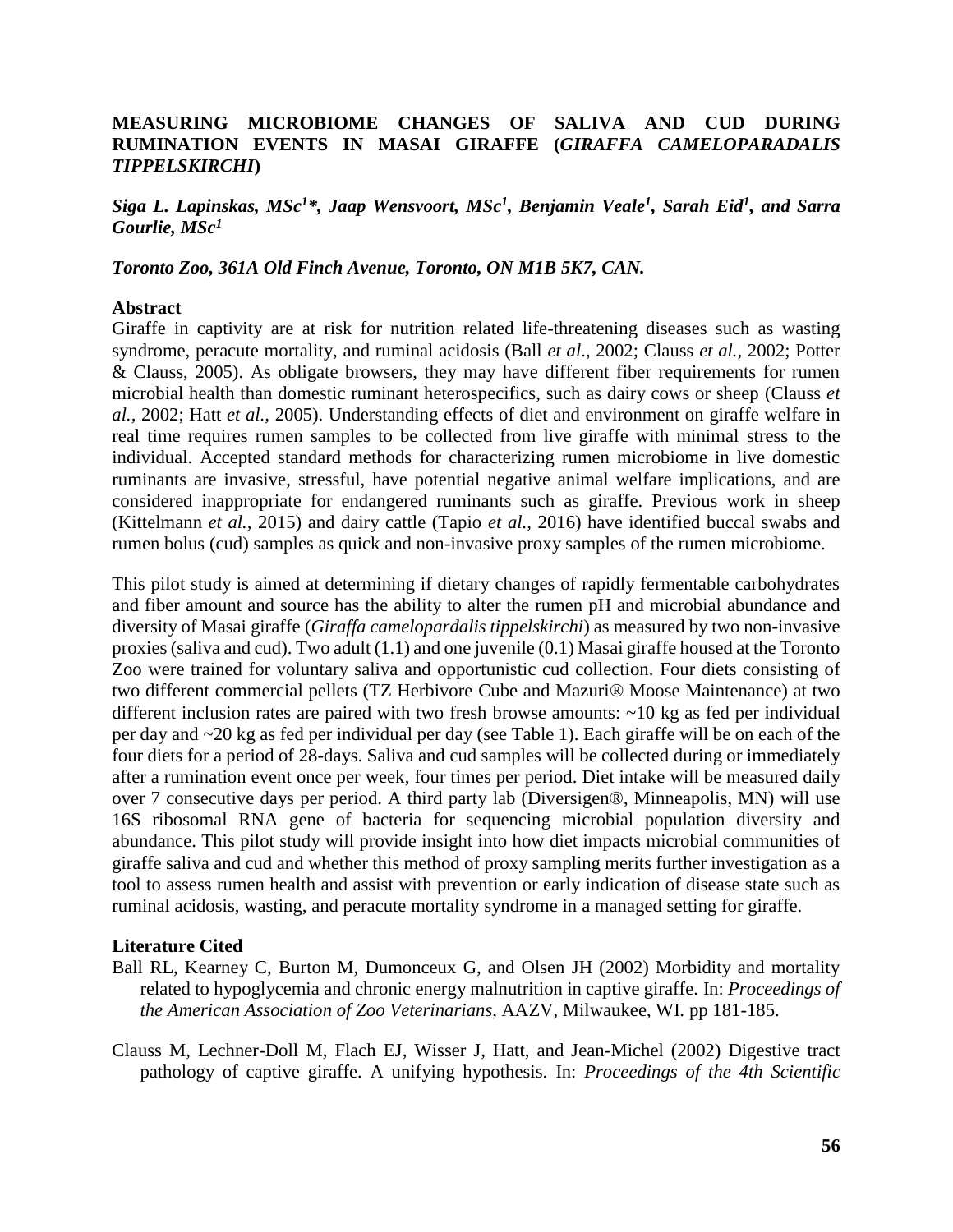# MEASURING MICROBIOME CHANGES OF SALIVA AND CUD DURING RUMINATION EVENTS IN MASAI GIRAFFE (*GIRAFFA CAMELOPARADALIS TIPPELSKIRCHI*)

***Siga L. Lapinskas, MSc[1]\*, Jaap Wensvoort, MSc[1], Benjamin Veale[1], Sarah Eid[1], and Sarra Gourlie, MSc[1]***

***Toronto Zoo, 361A Old Finch Avenue, Toronto, ON M1B 5K7, CAN.***

## Abstract

Giraffe in captivity are at risk for nutrition related life-threatening diseases such as wasting syndrome, peracute mortality, and ruminal acidosis (Ball *et al*., 2002; Clauss *et al.*, 2002; Potter & Clauss, 2005). As obligate browsers, they may have different fiber requirements for rumen microbial health than domestic ruminant heterospecifics, such as dairy cows or sheep (Clauss *et al.,* 2002; Hatt *et al.,* 2005). Understanding effects of diet and environment on giraffe welfare in real time requires rumen samples to be collected from live giraffe with minimal stress to the individual. Accepted standard methods for characterizing rumen microbiome in live domestic ruminants are invasive, stressful, have potential negative animal welfare implications, and are considered inappropriate for endangered ruminants such as giraffe. Previous work in sheep (Kittelmann *et al.,* 2015) and dairy cattle (Tapio *et al.,* 2016) have identified buccal swabs and rumen bolus (cud) samples as quick and non-invasive proxy samples of the rumen microbiome.

This pilot study is aimed at determining if dietary changes of rapidly fermentable carbohydrates and fiber amount and source has the ability to alter the rumen pH and microbial abundance and diversity of Masai giraffe (*Giraffa camelopardalis tippelskirchi*) as measured by two non-invasive proxies (saliva and cud). Two adult (1.1) and one juvenile (0.1) Masai giraffe housed at the Toronto Zoo were trained for voluntary saliva and opportunistic cud collection. Four diets consisting of two different commercial pellets (TZ Herbivore Cube and Mazuri® Moose Maintenance) at two different inclusion rates are paired with two fresh browse amounts: ~10 kg as fed per individual per day and ~20 kg as fed per individual per day (see Table 1). Each giraffe will be on each of the four diets for a period of 28-days. Saliva and cud samples will be collected during or immediately after a rumination event once per week, four times per period. Diet intake will be measured daily over 7 consecutive days per period. A third party lab (Diversigen®, Minneapolis, MN) will use 16S ribosomal RNA gene of bacteria for sequencing microbial population diversity and abundance. This pilot study will provide insight into how diet impacts microbial communities of giraffe saliva and cud and whether this method of proxy sampling merits further investigation as a tool to assess rumen health and assist with prevention or early indication of disease state such as ruminal acidosis, wasting, and peracute mortality syndrome in a managed setting for giraffe.

## Literature Cited

Ball RL, Kearney C, Burton M, Dumonceux G, and Olsen JH (2002) Morbidity and mortality related to hypoglycemia and chronic energy malnutrition in captive giraffe. In: *Proceedings of the American Association of Zoo Veterinarians*, AAZV, Milwaukee, WI. pp 181-185.

Clauss M, Lechner-Doll M, Flach EJ, Wisser J, Hatt, and Jean-Michel (2002) Digestive tract pathology of captive giraffe. A unifying hypothesis. In: *Proceedings of the 4th Scientific*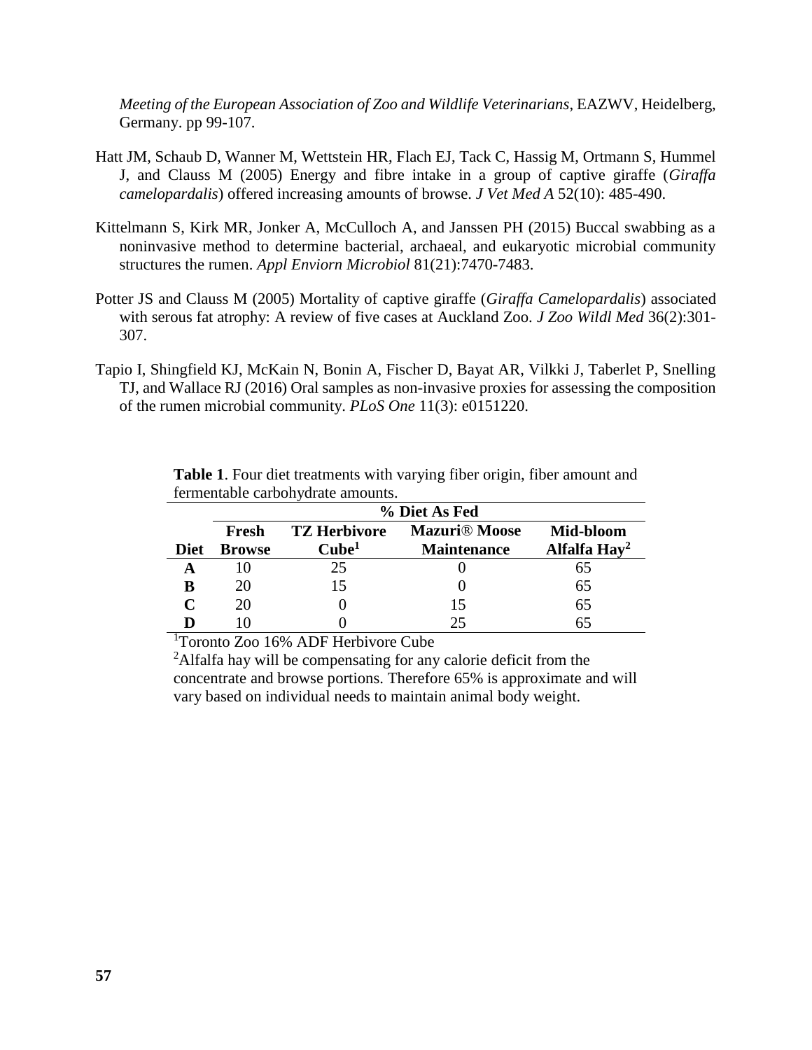*Meeting of the European Association of Zoo and Wildlife Veterinarians*, EAZWV, Heidelberg, Germany. pp 99-107.

Hatt JM, Schaub D, Wanner M, Wettstein HR, Flach EJ, Tack C, Hassig M, Ortmann S, Hummel J, and Clauss M (2005) Energy and fibre intake in a group of captive giraffe (*Giraffa camelopardalis*) offered increasing amounts of browse. *J Vet Med A* 52(10): 485-490.

Kittelmann S, Kirk MR, Jonker A, McCulloch A, and Janssen PH (2015) Buccal swabbing as a noninvasive method to determine bacterial, archaeal, and eukaryotic microbial community structures the rumen. *Appl Enviorn Microbiol* 81(21):7470-7483.

Potter JS and Clauss M (2005) Mortality of captive giraffe (*Giraffa Camelopardalis*) associated with serous fat atrophy: A review of five cases at Auckland Zoo. *J Zoo Wildl Med* 36(2):301-307.

Tapio I, Shingfield KJ, McKain N, Bonin A, Fischer D, Bayat AR, Vilkki J, Taberlet P, Snelling TJ, and Wallace RJ (2016) Oral samples as non-invasive proxies for assessing the composition of the rumen microbial community. *PLoS One* 11(3): e0151220.

**Table 1**. Four diet treatments with varying fiber origin, fiber amount and fermentable carbohydrate amounts.

| | % Diet As Fed | | | |
|---|---|---|---|---|
| **Diet** | **Fresh Browse** | **TZ Herbivore Cube[1]** | **Mazuri® Moose Maintenance** | **Mid-bloom Alfalfa Hay[2]** |
| **A** | 10 | 25 | 0 | 65 |
| **B** | 20 | 15 | 0 | 65 |
| **C** | 20 | 0 | 15 | 65 |
| **D** | 10 | 0 | 25 | 65 |

[1]Toronto Zoo 16% ADF Herbivore Cube

[2]Alfalfa hay will be compensating for any calorie deficit from the concentrate and browse portions. Therefore 65% is approximate and will vary based on individual needs to maintain animal body weight.